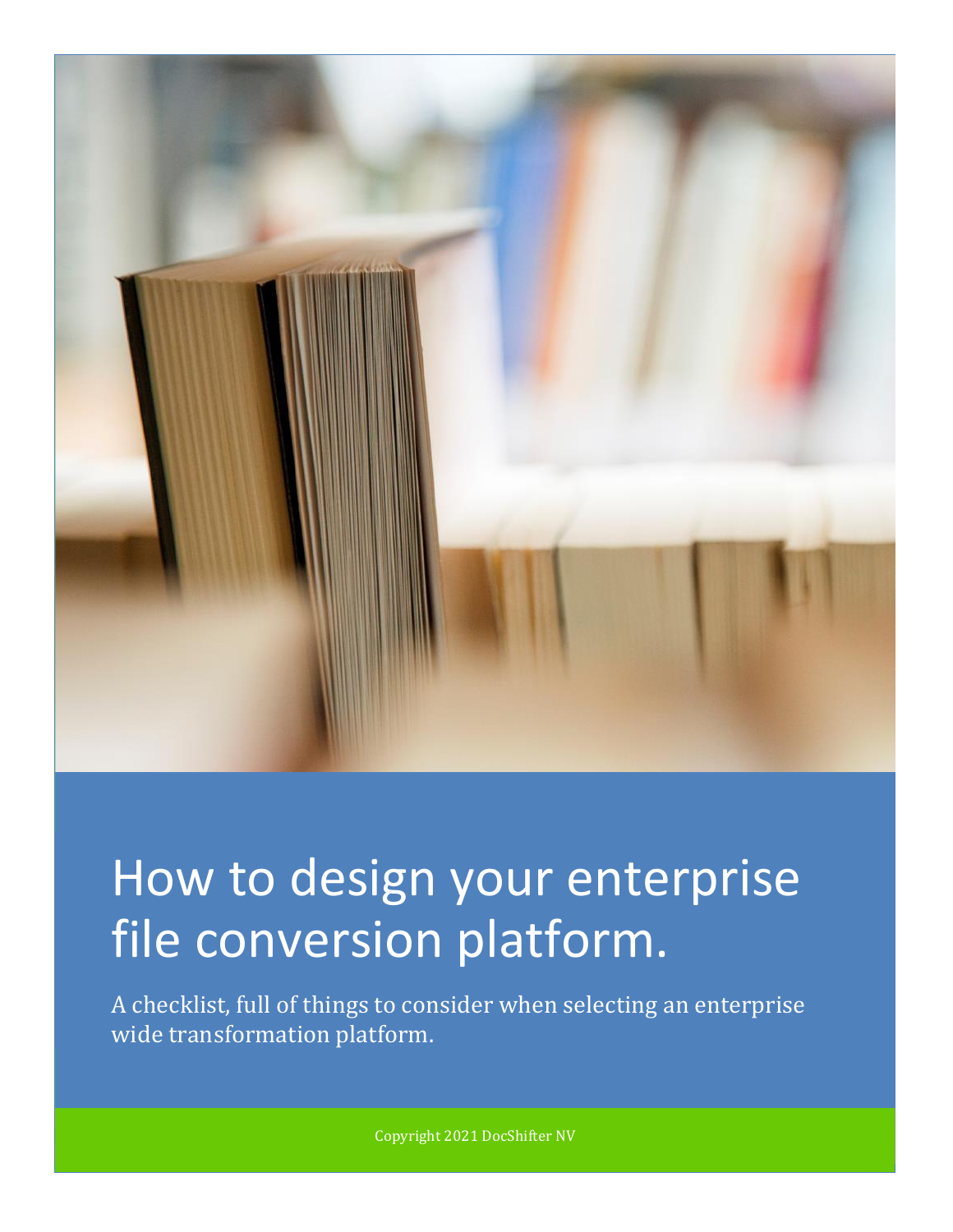# How to design your enterprise file conversion platform.

A checklist, full of things to consider when selecting an enterprise wide transformation platform.

Copyright 2021 DocShifter NV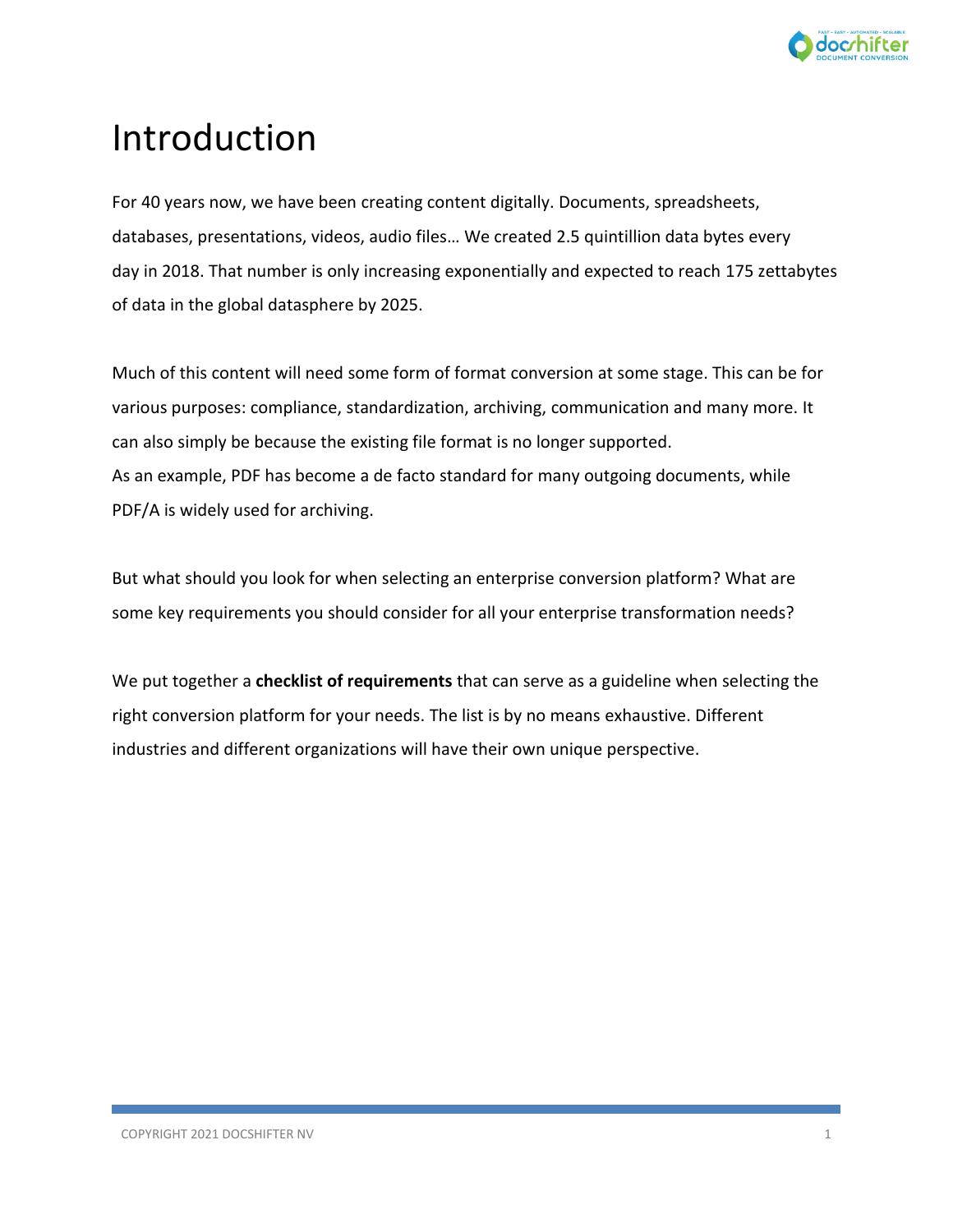# Introduction

For 40 years now, we have been creating content digitally. Documents, spreadsheets, databases, presentations, videos, audio files… We created 2.5 quintillion data bytes every day in 2018. That number is only increasing exponentially and expected to reach 175 zettabytes of data in the global datasphere by 2025.

Much of this content will need some form of format conversion at some stage. This can be for various purposes: compliance, standardization, archiving, communication and many more. It can also simply be because the existing file format is no longer supported.
As an example, PDF has become a de facto standard for many outgoing documents, while PDF/A is widely used for archiving.

But what should you look for when selecting an enterprise conversion platform? What are some key requirements you should consider for all your enterprise transformation needs?

We put together a **checklist of requirements** that can serve as a guideline when selecting the right conversion platform for your needs. The list is by no means exhaustive. Different industries and different organizations will have their own unique perspective.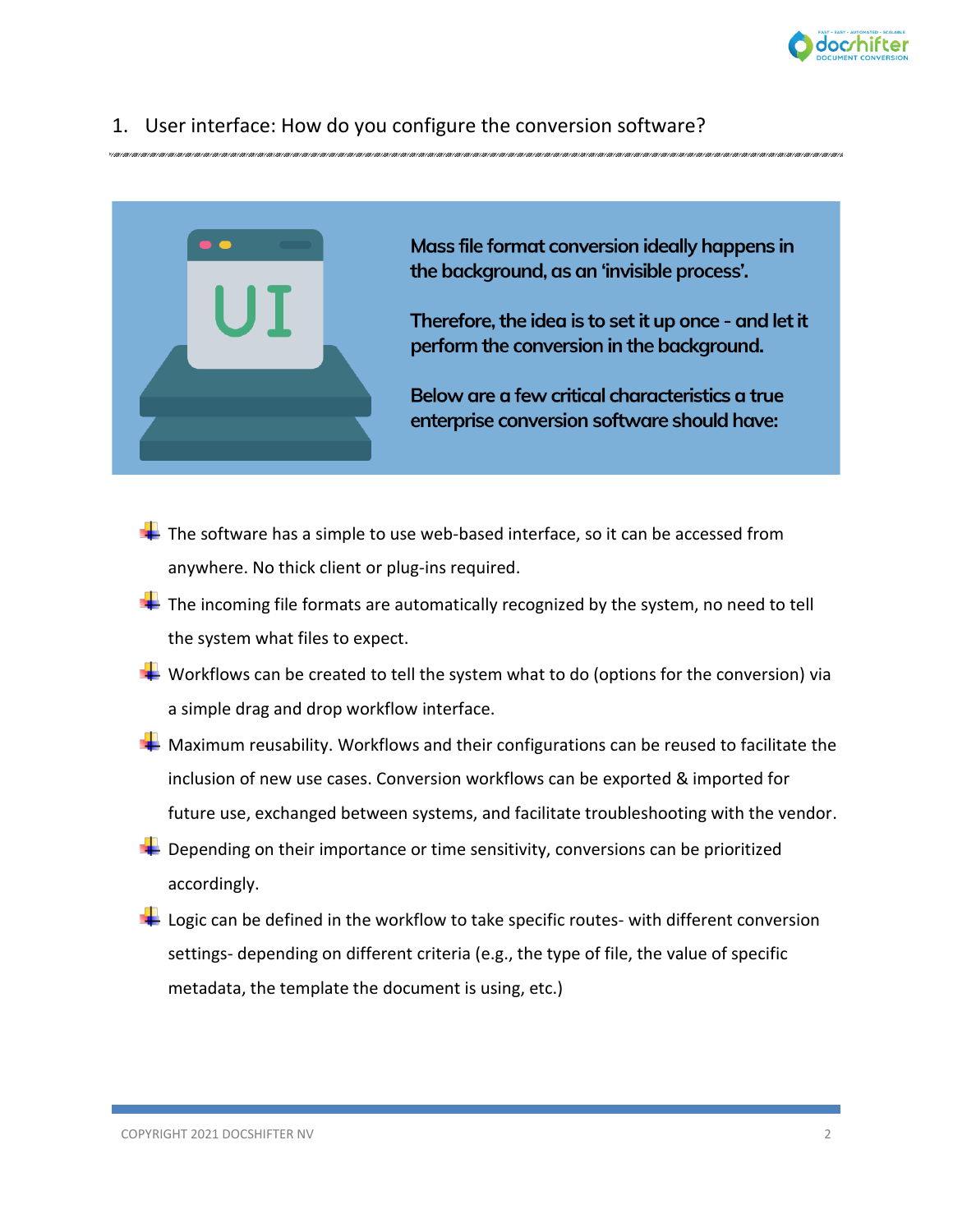## 1. User interface: How do you configure the conversion software?

**Mass file format conversion ideally happens in the background, as an 'invisible process'.**

**Therefore, the idea is to set it up once - and let it perform the conversion in the background.**

**Below are a few critical characteristics a true enterprise conversion software should have:**

- The software has a simple to use web-based interface, so it can be accessed from anywhere. No thick client or plug-ins required.
- The incoming file formats are automatically recognized by the system, no need to tell the system what files to expect.
- Workflows can be created to tell the system what to do (options for the conversion) via a simple drag and drop workflow interface.
- Maximum reusability. Workflows and their configurations can be reused to facilitate the inclusion of new use cases. Conversion workflows can be exported & imported for future use, exchanged between systems, and facilitate troubleshooting with the vendor.
- Depending on their importance or time sensitivity, conversions can be prioritized accordingly.
- Logic can be defined in the workflow to take specific routes- with different conversion settings- depending on different criteria (e.g., the type of file, the value of specific metadata, the template the document is using, etc.)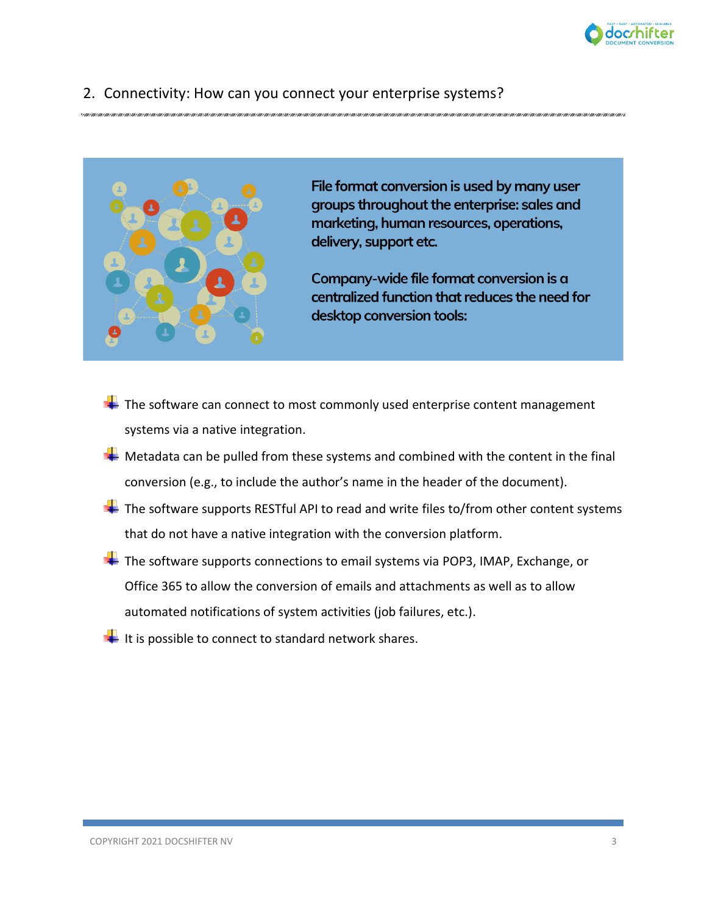## 2. Connectivity: How can you connect your enterprise systems?

**File format conversion is used by many user groups throughout the enterprise: sales and marketing, human resources, operations, delivery, support etc.**

**Company-wide file format conversion is a centralized function that reduces the need for desktop conversion tools:**

- The software can connect to most commonly used enterprise content management systems via a native integration.
- Metadata can be pulled from these systems and combined with the content in the final conversion (e.g., to include the author's name in the header of the document).
- The software supports RESTful API to read and write files to/from other content systems that do not have a native integration with the conversion platform.
- The software supports connections to email systems via POP3, IMAP, Exchange, or Office 365 to allow the conversion of emails and attachments as well as to allow automated notifications of system activities (job failures, etc.).
- It is possible to connect to standard network shares.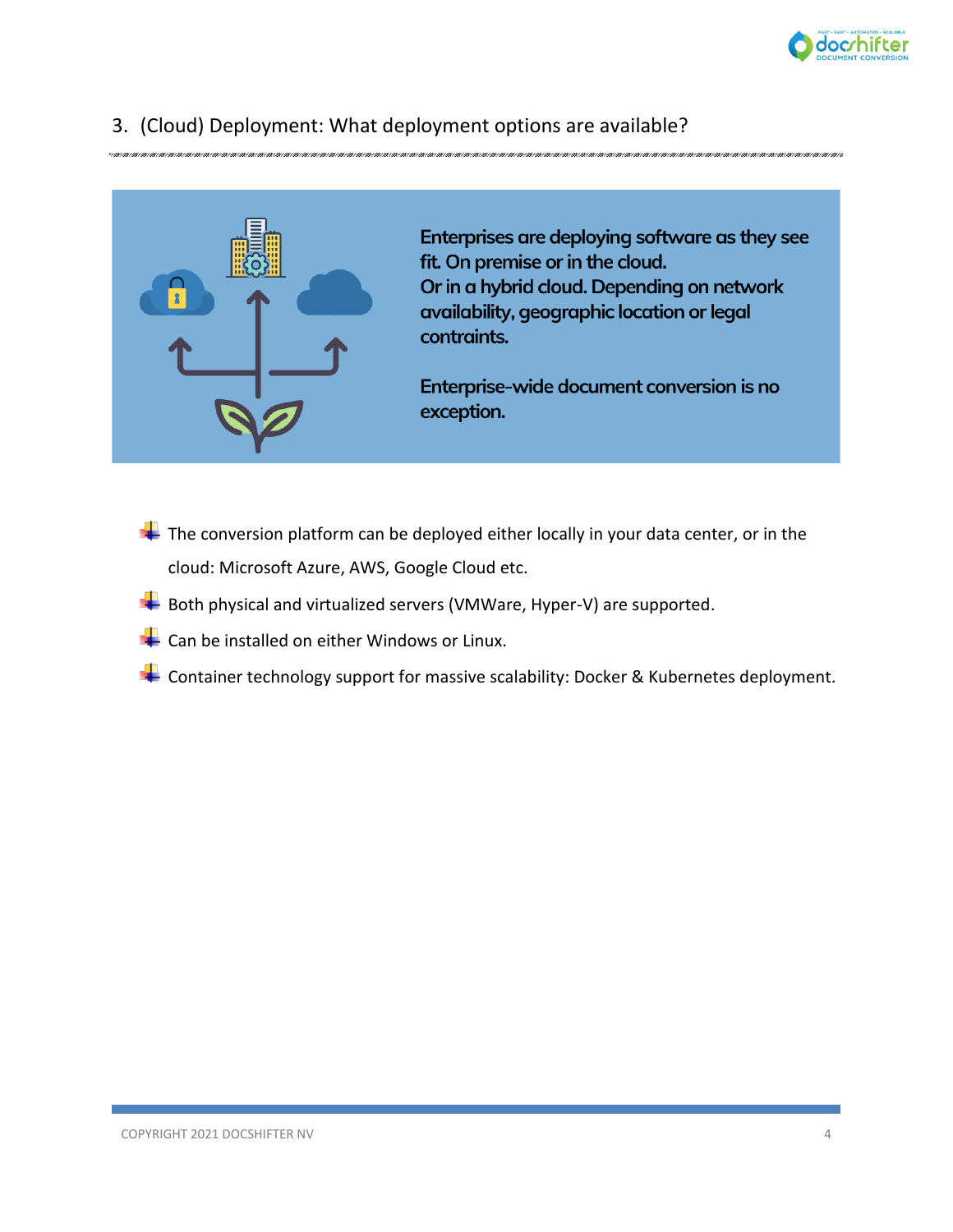## 3. (Cloud) Deployment: What deployment options are available?

**Enterprises are deploying software as they see fit. On premise or in the cloud.**
**Or in a hybrid cloud. Depending on network availability, geographic location or legal contraints.**

**Enterprise-wide document conversion is no exception.**

- The conversion platform can be deployed either locally in your data center, or in the cloud: Microsoft Azure, AWS, Google Cloud etc.
- Both physical and virtualized servers (VMWare, Hyper-V) are supported.
- Can be installed on either Windows or Linux.
- Container technology support for massive scalability: Docker & Kubernetes deployment.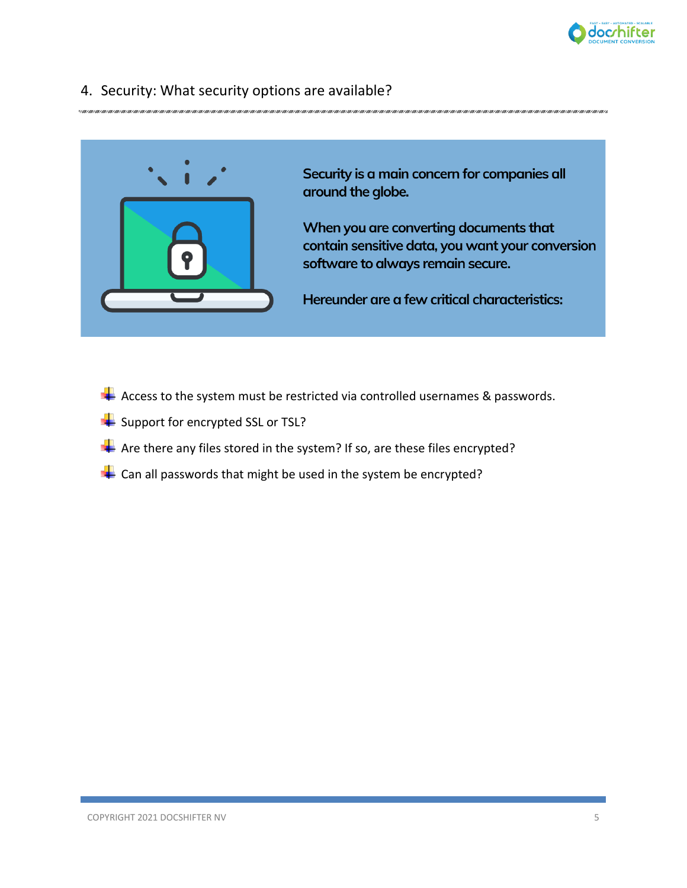## 4. Security: What security options are available?

**Security is a main concern for companies all around the globe.**

**When you are converting documents that contain sensitive data, you want your conversion software to always remain secure.**

**Hereunder are a few critical characteristics:**

- Access to the system must be restricted via controlled usernames & passwords.
- Support for encrypted SSL or TSL?
- Are there any files stored in the system? If so, are these files encrypted?
- Can all passwords that might be used in the system be encrypted?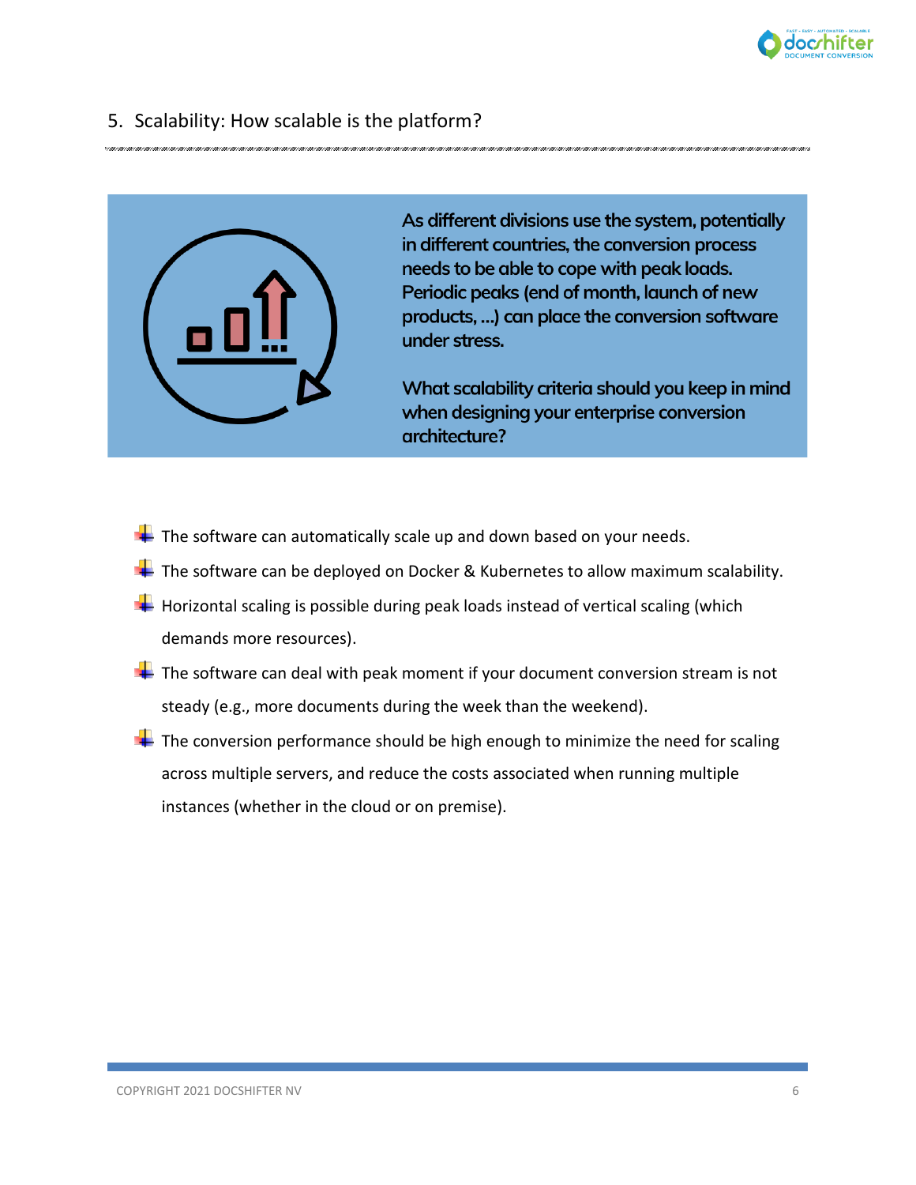## 5. Scalability: How scalable is the platform?

**As different divisions use the system, potentially in different countries, the conversion process needs to be able to cope with peak loads. Periodic peaks (end of month, launch of new products, ...) can place the conversion software under stress.**

**What scalability criteria should you keep in mind when designing your enterprise conversion architecture?**

- The software can automatically scale up and down based on your needs.
- The software can be deployed on Docker & Kubernetes to allow maximum scalability.
- Horizontal scaling is possible during peak loads instead of vertical scaling (which demands more resources).
- The software can deal with peak moment if your document conversion stream is not steady (e.g., more documents during the week than the weekend).
- The conversion performance should be high enough to minimize the need for scaling across multiple servers, and reduce the costs associated when running multiple instances (whether in the cloud or on premise).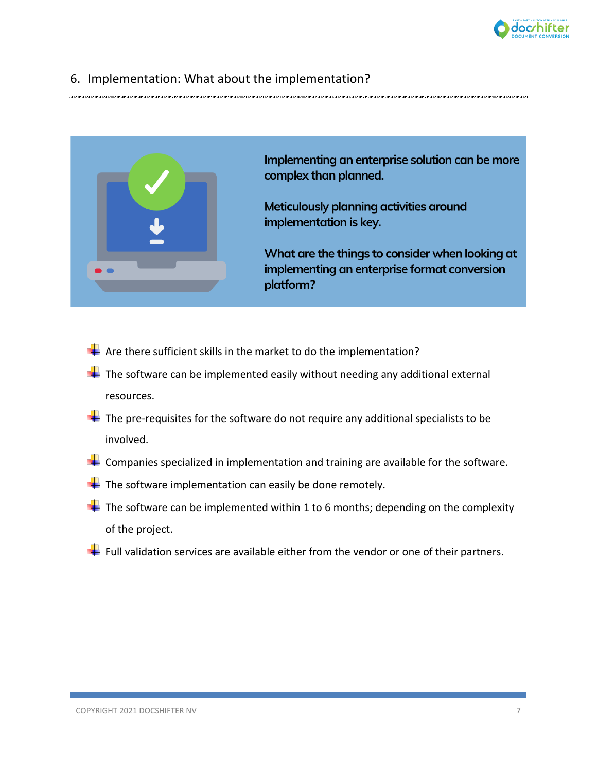## 6. Implementation: What about the implementation?

**Implementing an enterprise solution can be more complex than planned.**

**Meticulously planning activities around implementation is key.**

**What are the things to consider when looking at implementing an enterprise format conversion platform?**

- Are there sufficient skills in the market to do the implementation?
- The software can be implemented easily without needing any additional external resources.
- The pre-requisites for the software do not require any additional specialists to be involved.
- Companies specialized in implementation and training are available for the software.
- The software implementation can easily be done remotely.
- The software can be implemented within 1 to 6 months; depending on the complexity of the project.
- Full validation services are available either from the vendor or one of their partners.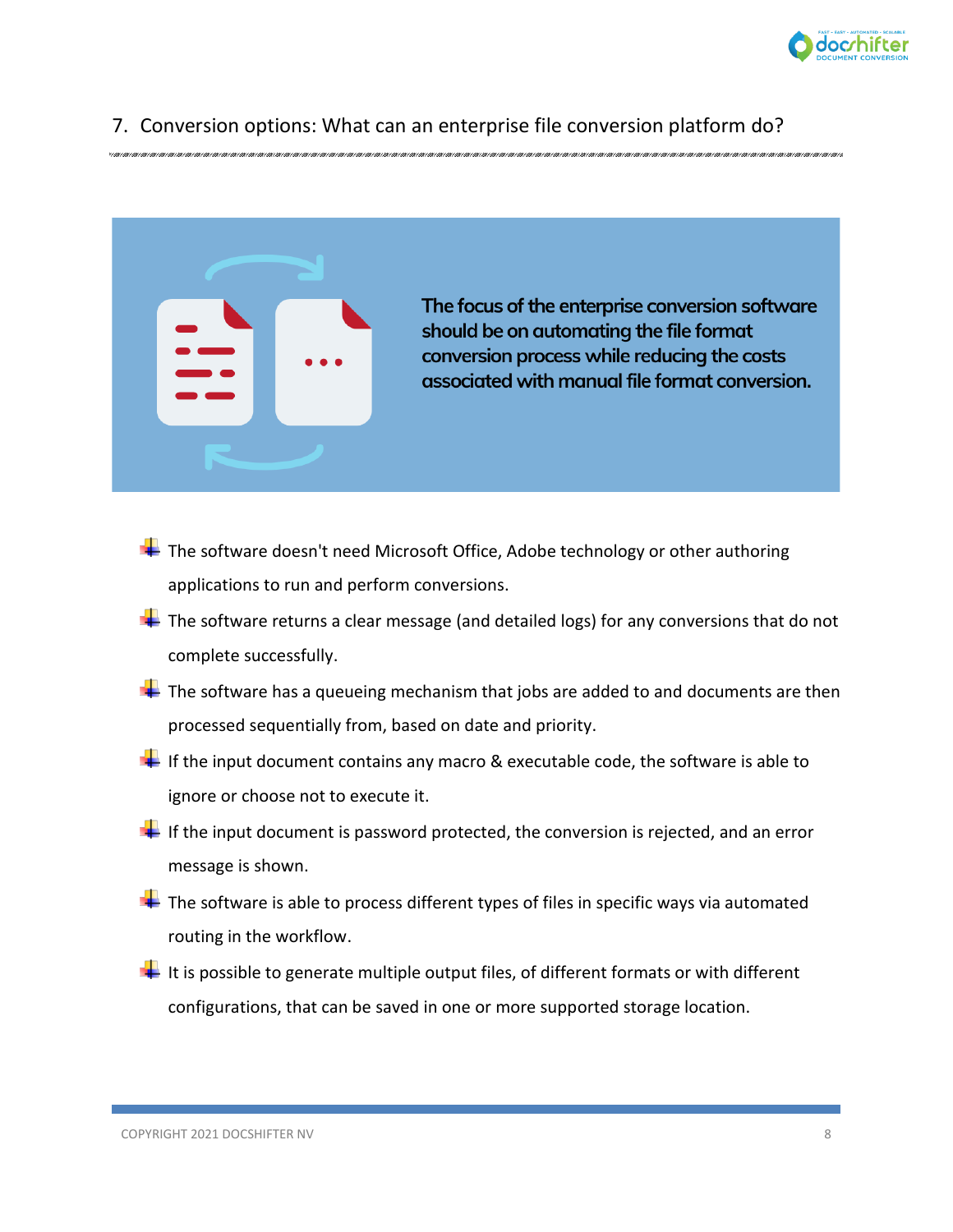## 7. Conversion options: What can an enterprise file conversion platform do?

**The focus of the enterprise conversion software should be on automating the file format conversion process while reducing the costs associated with manual file format conversion.**

- The software doesn't need Microsoft Office, Adobe technology or other authoring applications to run and perform conversions.
- The software returns a clear message (and detailed logs) for any conversions that do not complete successfully.
- The software has a queueing mechanism that jobs are added to and documents are then processed sequentially from, based on date and priority.
- If the input document contains any macro & executable code, the software is able to ignore or choose not to execute it.
- If the input document is password protected, the conversion is rejected, and an error message is shown.
- The software is able to process different types of files in specific ways via automated routing in the workflow.
- It is possible to generate multiple output files, of different formats or with different configurations, that can be saved in one or more supported storage location.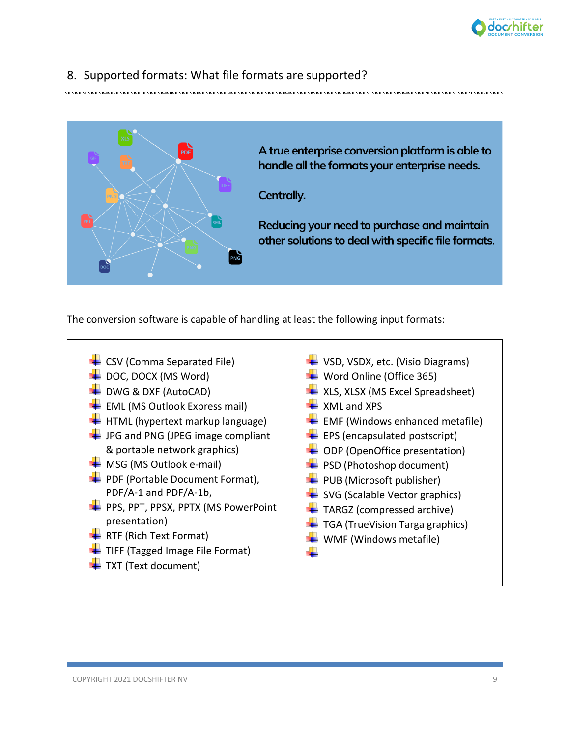## 8. Supported formats: What file formats are supported?

**A true enterprise conversion platform is able to handle all the formats your enterprise needs.**

**Centrally.**

**Reducing your need to purchase and maintain other solutions to deal with specific file formats.**

The conversion software is capable of handling at least the following input formats:

- CSV (Comma Separated File)
- DOC, DOCX (MS Word)
- DWG & DXF (AutoCAD)
- EML (MS Outlook Express mail)
- HTML (hypertext markup language)
- JPG and PNG (JPEG image compliant & portable network graphics)
- MSG (MS Outlook e-mail)
- PDF (Portable Document Format), PDF/A-1 and PDF/A-1b,
- PPS, PPT, PPSX, PPTX (MS PowerPoint presentation)
- RTF (Rich Text Format)
- TIFF (Tagged Image File Format)
- TXT (Text document)
- VSD, VSDX, etc. (Visio Diagrams)
- Word Online (Office 365)
- XLS, XLSX (MS Excel Spreadsheet)
- XML and XPS
- EMF (Windows enhanced metafile)
- EPS (encapsulated postscript)
- ODP (OpenOffice presentation)
- PSD (Photoshop document)
- PUB (Microsoft publisher)
- SVG (Scalable Vector graphics)
- TARGZ (compressed archive)
- TGA (TrueVision Targa graphics)
- WMF (Windows metafile)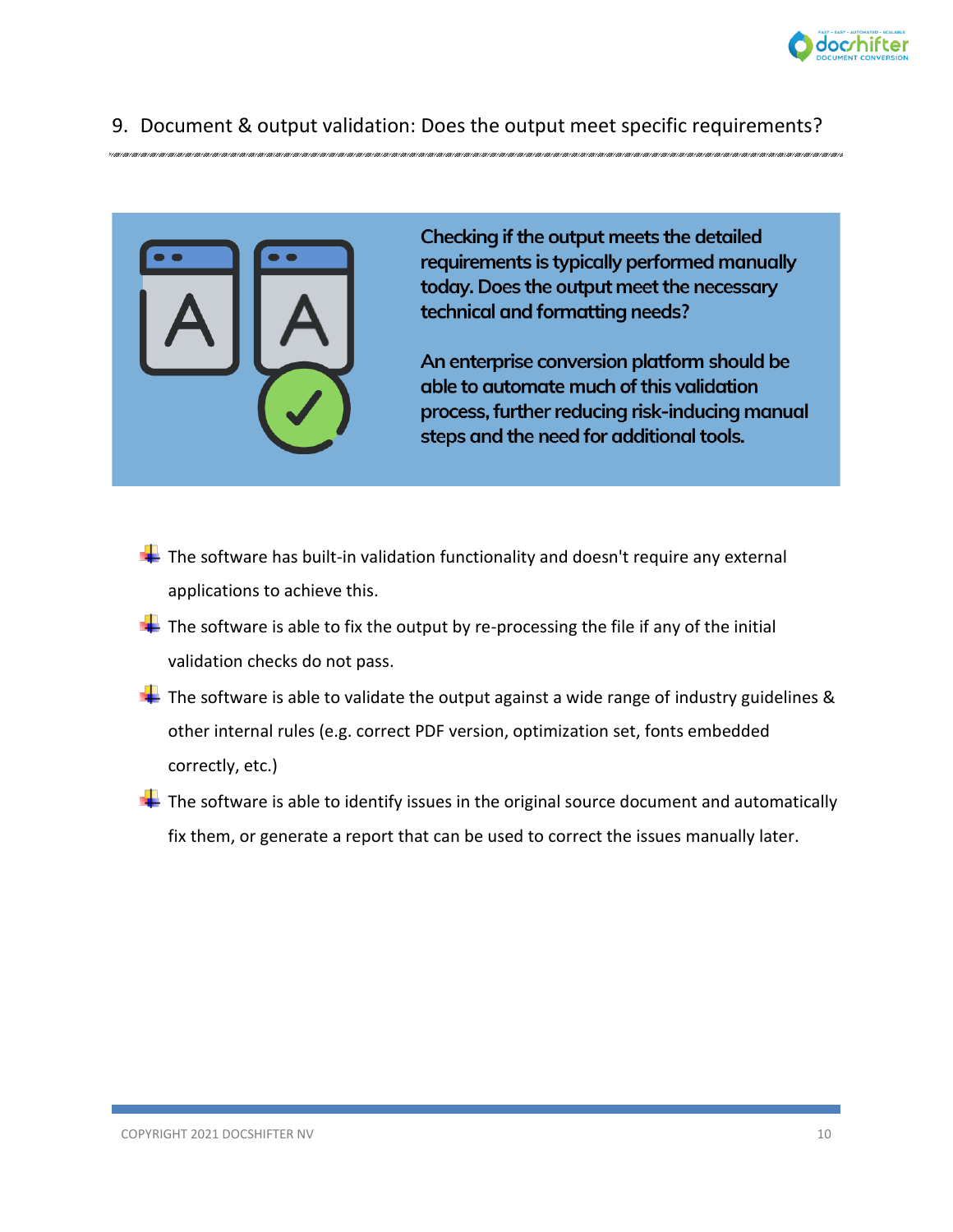## 9. Document & output validation: Does the output meet specific requirements?

**Checking if the output meets the detailed requirements is typically performed manually today. Does the output meet the necessary technical and formatting needs?**

**An enterprise conversion platform should be able to automate much of this validation process, further reducing risk-inducing manual steps and the need for additional tools.**

- The software has built-in validation functionality and doesn't require any external applications to achieve this.
- The software is able to fix the output by re-processing the file if any of the initial validation checks do not pass.
- The software is able to validate the output against a wide range of industry guidelines & other internal rules (e.g. correct PDF version, optimization set, fonts embedded correctly, etc.)
- The software is able to identify issues in the original source document and automatically fix them, or generate a report that can be used to correct the issues manually later.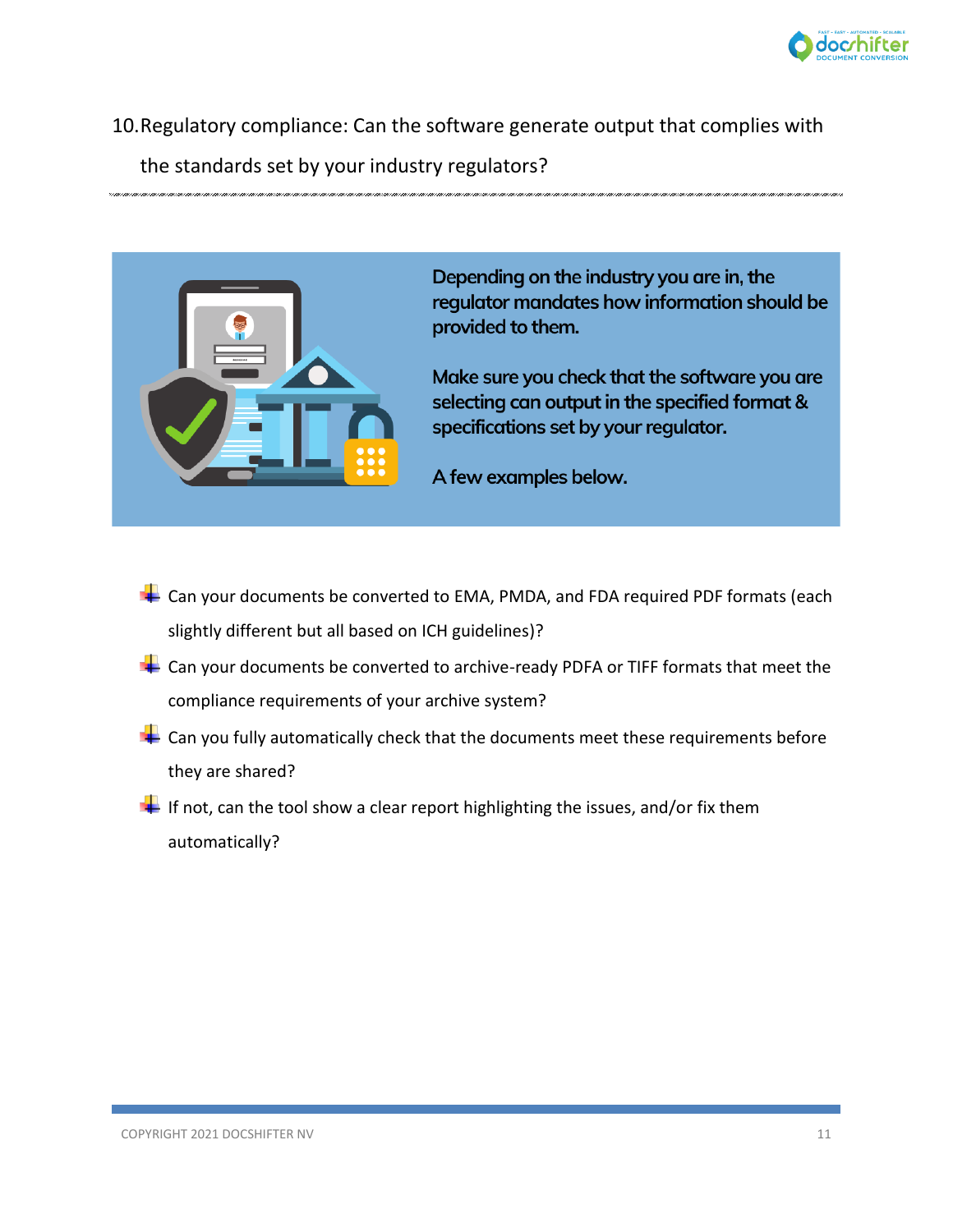## 10. Regulatory compliance: Can the software generate output that complies with the standards set by your industry regulators?

**Depending on the industry you are in, the regulator mandates how information should be provided to them.**

**Make sure you check that the software you are selecting can output in the specified format & specifications set by your regulator.**

**A few examples below.**

- Can your documents be converted to EMA, PMDA, and FDA required PDF formats (each slightly different but all based on ICH guidelines)?
- Can your documents be converted to archive-ready PDFA or TIFF formats that meet the compliance requirements of your archive system?
- Can you fully automatically check that the documents meet these requirements before they are shared?
- If not, can the tool show a clear report highlighting the issues, and/or fix them automatically?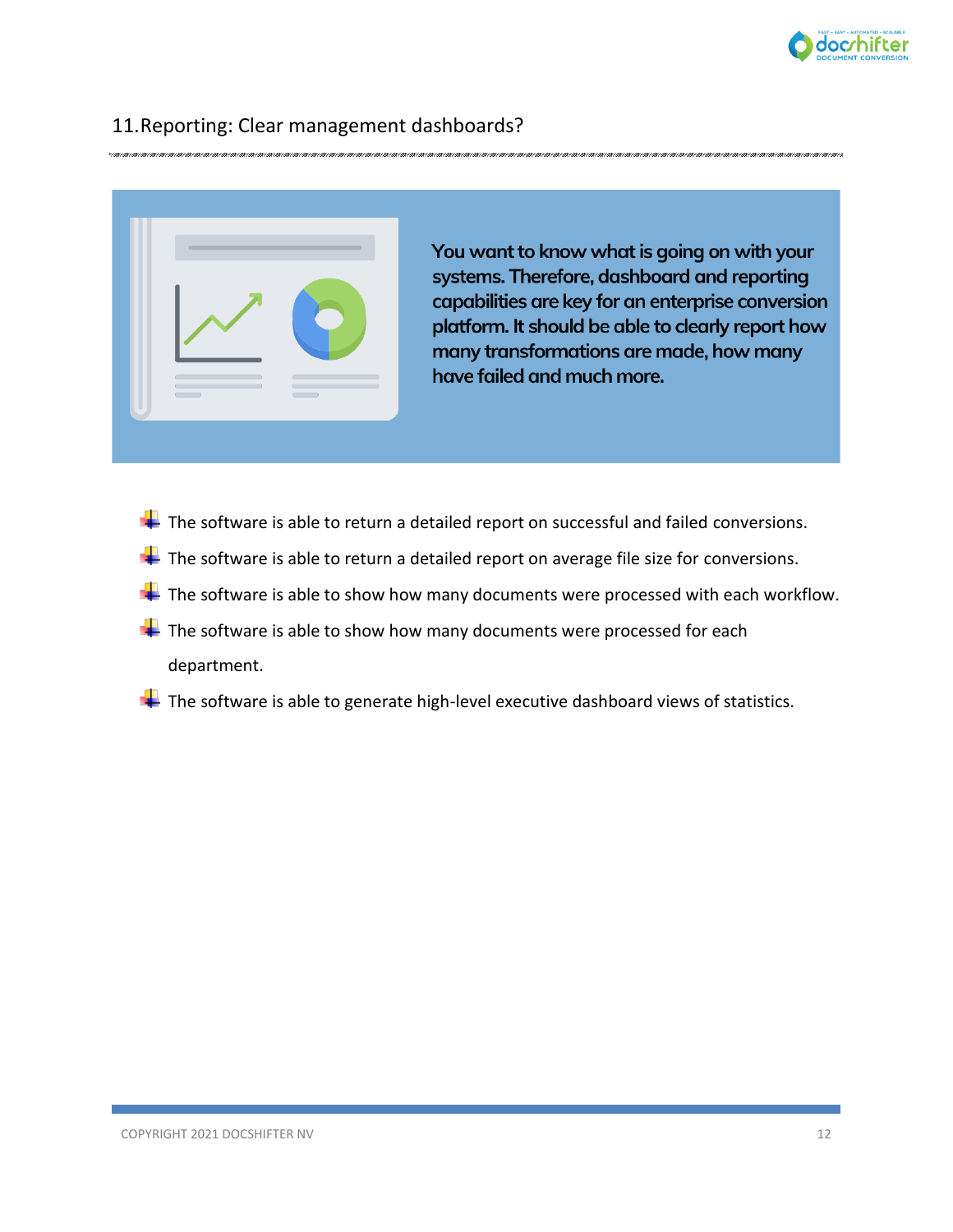## 11.Reporting: Clear management dashboards?

**You want to know what is going on with your systems. Therefore, dashboard and reporting capabilities are key for an enterprise conversion platform. It should be able to clearly report how many transformations are made, how many have failed and much more.**

- The software is able to return a detailed report on successful and failed conversions.
- The software is able to return a detailed report on average file size for conversions.
- The software is able to show how many documents were processed with each workflow.
- The software is able to show how many documents were processed for each department.
- The software is able to generate high-level executive dashboard views of statistics.